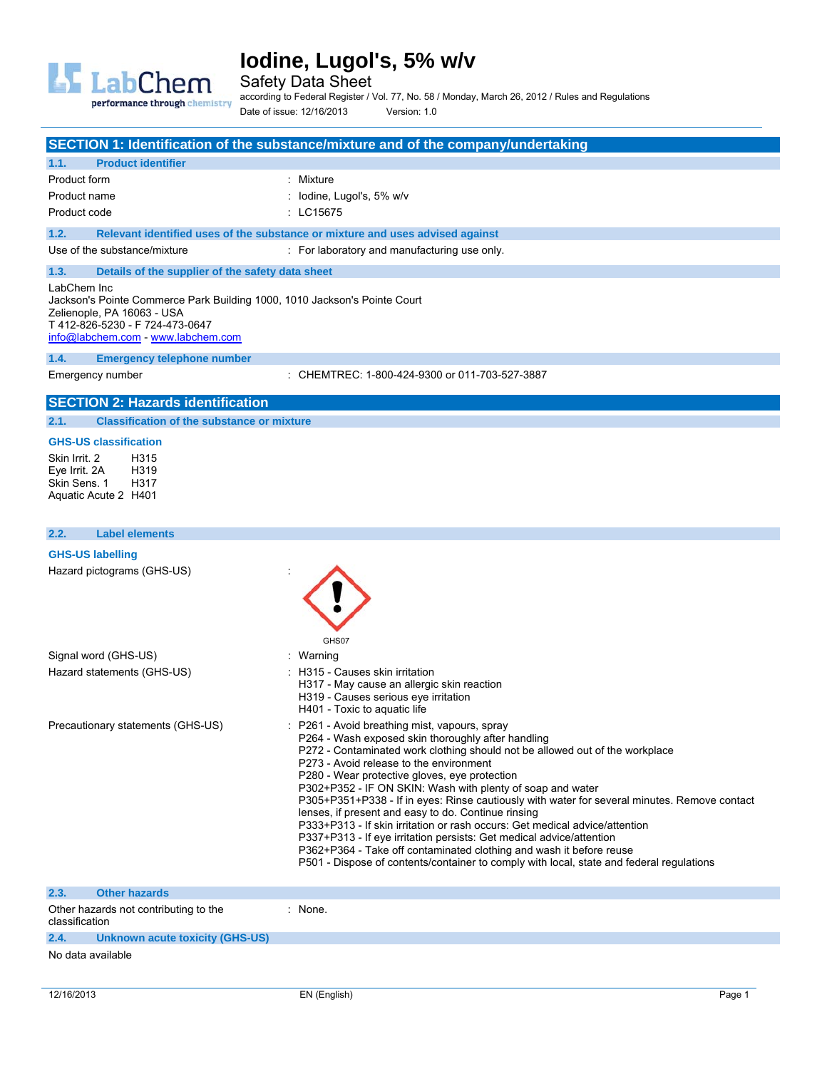# Iodine, Lugol's, 5% w/v

Safety Data Sheet

according to Federal Register / Vol. 77, No. 58 / Monday, March 26, 2012 / Rules and Regulations

Date of issue: 12/16/2013 Version: 1.0

## SECTION 1: Identification of the substance/mixture and of the company/undertaking

### 1.1. Product identifier

Product form : Mixture

Product name : Iodine, Lugol's, 5% w/v

Product code : LC15675

### 1.2. Relevant identified uses of the substance or mixture and uses advised against

Use of the substance/mixture : For laboratory and manufacturing use only.

### 1.3. Details of the supplier of the safety data sheet

LabChem Inc
Jackson's Pointe Commerce Park Building 1000, 1010 Jackson's Pointe Court
Zelienople, PA 16063 - USA
T 412-826-5230 - F 724-473-0647
info@labchem.com - www.labchem.com

### 1.4. Emergency telephone number

Emergency number : CHEMTREC: 1-800-424-9300 or 011-703-527-3887

## SECTION 2: Hazards identification

### 2.1. Classification of the substance or mixture

**GHS-US classification**

Skin Irrit. 2 H315
Eye Irrit. 2A H319
Skin Sens. 1 H317
Aquatic Acute 2 H401

### 2.2. Label elements

**GHS-US labelling**

Hazard pictograms (GHS-US) :

GHS07

Signal word (GHS-US) : Warning

Hazard statements (GHS-US) :
- H315 - Causes skin irritation
- H317 - May cause an allergic skin reaction
- H319 - Causes serious eye irritation
- H401 - Toxic to aquatic life

Precautionary statements (GHS-US) :
- P261 - Avoid breathing mist, vapours, spray
- P264 - Wash exposed skin thoroughly after handling
- P272 - Contaminated work clothing should not be allowed out of the workplace
- P273 - Avoid release to the environment
- P280 - Wear protective gloves, eye protection
- P302+P352 - IF ON SKIN: Wash with plenty of soap and water
- P305+P351+P338 - If in eyes: Rinse cautiously with water for several minutes. Remove contact lenses, if present and easy to do. Continue rinsing
- P333+P313 - If skin irritation or rash occurs: Get medical advice/attention
- P337+P313 - If eye irritation persists: Get medical advice/attention
- P362+P364 - Take off contaminated clothing and wash it before reuse
- P501 - Dispose of contents/container to comply with local, state and federal regulations

### 2.3. Other hazards

Other hazards not contributing to the classification : None.

### 2.4. Unknown acute toxicity (GHS-US)

No data available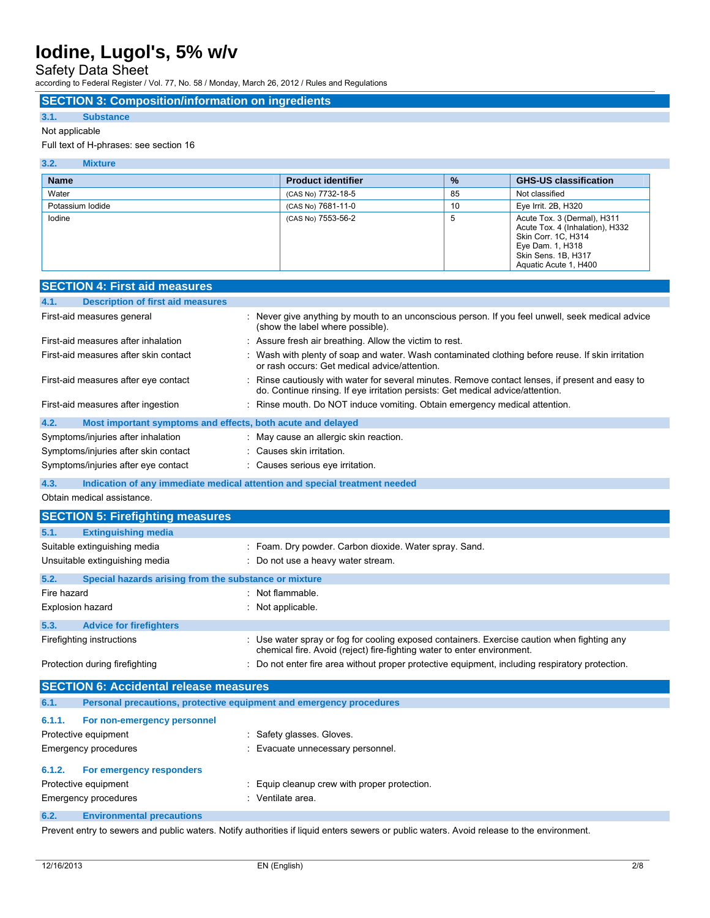## SECTION 3: Composition/information on ingredients

### 3.1. Substance

Not applicable

Full text of H-phrases: see section 16

### 3.2. Mixture

| Name | Product identifier | % | GHS-US classification |
|---|---|---|---|
| Water | (CAS No) 7732-18-5 | 85 | Not classified |
| Potassium Iodide | (CAS No) 7681-11-0 | 10 | Eye Irrit. 2B, H320 |
| Iodine | (CAS No) 7553-56-2 | 5 | Acute Tox. 3 (Dermal), H311<br>Acute Tox. 4 (Inhalation), H332<br>Skin Corr. 1C, H314<br>Eye Dam. 1, H318<br>Skin Sens. 1B, H317<br>Aquatic Acute 1, H400 |

## SECTION 4: First aid measures

### 4.1. Description of first aid measures

- First-aid measures general : Never give anything by mouth to an unconscious person. If you feel unwell, seek medical advice (show the label where possible).
- First-aid measures after inhalation : Assure fresh air breathing. Allow the victim to rest.
- First-aid measures after skin contact : Wash with plenty of soap and water. Wash contaminated clothing before reuse. If skin irritation or rash occurs: Get medical advice/attention.
- First-aid measures after eye contact : Rinse cautiously with water for several minutes. Remove contact lenses, if present and easy to do. Continue rinsing. If eye irritation persists: Get medical advice/attention.
- First-aid measures after ingestion : Rinse mouth. Do NOT induce vomiting. Obtain emergency medical attention.

### 4.2. Most important symptoms and effects, both acute and delayed

- Symptoms/injuries after inhalation : May cause an allergic skin reaction.
- Symptoms/injuries after skin contact : Causes skin irritation.
- Symptoms/injuries after eye contact : Causes serious eye irritation.

### 4.3. Indication of any immediate medical attention and special treatment needed

Obtain medical assistance.

## SECTION 5: Firefighting measures

### 5.1. Extinguishing media

- Suitable extinguishing media : Foam. Dry powder. Carbon dioxide. Water spray. Sand.
- Unsuitable extinguishing media : Do not use a heavy water stream.

### 5.2. Special hazards arising from the substance or mixture

- Fire hazard : Not flammable.
- Explosion hazard : Not applicable.

### 5.3. Advice for firefighters

- Firefighting instructions : Use water spray or fog for cooling exposed containers. Exercise caution when fighting any chemical fire. Avoid (reject) fire-fighting water to enter environment.
- Protection during firefighting : Do not enter fire area without proper protective equipment, including respiratory protection.

## SECTION 6: Accidental release measures

### 6.1. Personal precautions, protective equipment and emergency procedures

#### 6.1.1. For non-emergency personnel

- Protective equipment : Safety glasses. Gloves.
- Emergency procedures : Evacuate unnecessary personnel.

#### 6.1.2. For emergency responders

- Protective equipment : Equip cleanup crew with proper protection.
- Emergency procedures : Ventilate area.

### 6.2. Environmental precautions

Prevent entry to sewers and public waters. Notify authorities if liquid enters sewers or public waters. Avoid release to the environment.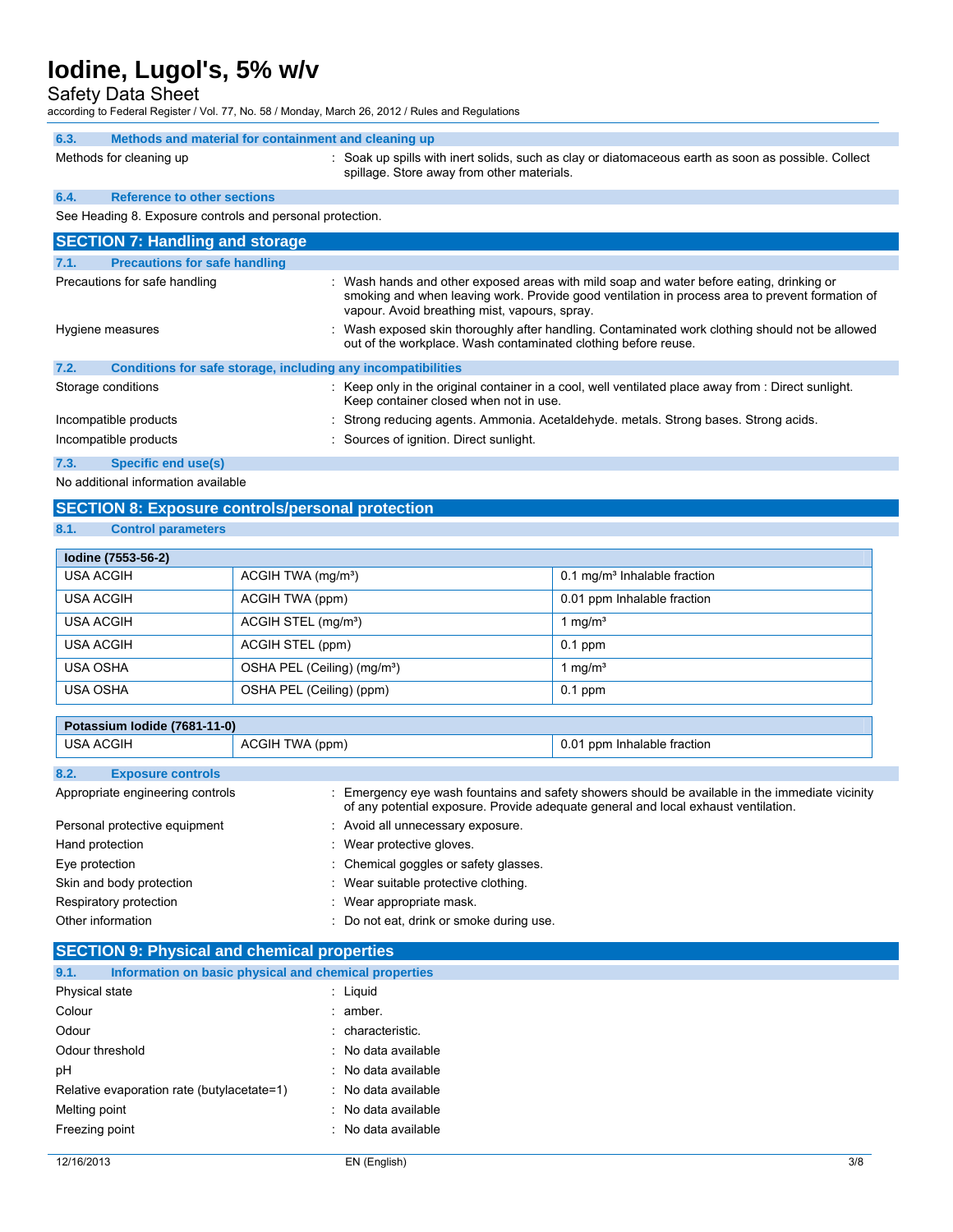### 6.3. Methods and material for containment and cleaning up

Methods for cleaning up : Soak up spills with inert solids, such as clay or diatomaceous earth as soon as possible. Collect spillage. Store away from other materials.

### 6.4. Reference to other sections

See Heading 8. Exposure controls and personal protection.

## SECTION 7: Handling and storage

### 7.1. Precautions for safe handling

Precautions for safe handling : Wash hands and other exposed areas with mild soap and water before eating, drinking or smoking and when leaving work. Provide good ventilation in process area to prevent formation of vapour. Avoid breathing mist, vapours, spray.

Hygiene measures : Wash exposed skin thoroughly after handling. Contaminated work clothing should not be allowed out of the workplace. Wash contaminated clothing before reuse.

### 7.2. Conditions for safe storage, including any incompatibilities

Storage conditions : Keep only in the original container in a cool, well ventilated place away from : Direct sunlight. Keep container closed when not in use.

Incompatible products : Strong reducing agents. Ammonia. Acetaldehyde. metals. Strong bases. Strong acids.

Incompatible products : Sources of ignition. Direct sunlight.

### 7.3. Specific end use(s)

No additional information available

## SECTION 8: Exposure controls/personal protection

### 8.1. Control parameters

| Iodine (7553-56-2) | | |
|---|---|---|
| USA ACGIH | ACGIH TWA (mg/m³) | 0.1 mg/m³ Inhalable fraction |
| USA ACGIH | ACGIH TWA (ppm) | 0.01 ppm Inhalable fraction |
| USA ACGIH | ACGIH STEL (mg/m³) | 1 mg/m³ |
| USA ACGIH | ACGIH STEL (ppm) | 0.1 ppm |
| USA OSHA | OSHA PEL (Ceiling) (mg/m³) | 1 mg/m³ |
| USA OSHA | OSHA PEL (Ceiling) (ppm) | 0.1 ppm |

| Potassium Iodide (7681-11-0) | | |
|---|---|---|
| USA ACGIH | ACGIH TWA (ppm) | 0.01 ppm Inhalable fraction |

### 8.2. Exposure controls

Appropriate engineering controls : Emergency eye wash fountains and safety showers should be available in the immediate vicinity of any potential exposure. Provide adequate general and local exhaust ventilation.

Personal protective equipment : Avoid all unnecessary exposure.

Hand protection : Wear protective gloves.

Eye protection : Chemical goggles or safety glasses.

Skin and body protection : Wear suitable protective clothing.

Respiratory protection : Wear appropriate mask.

Other information : Do not eat, drink or smoke during use.

## SECTION 9: Physical and chemical properties

### 9.1. Information on basic physical and chemical properties

Physical state : Liquid

Colour : amber.

Odour : characteristic.

Odour threshold : No data available

pH : No data available

Relative evaporation rate (butylacetate=1) : No data available

Melting point : No data available

Freezing point : No data available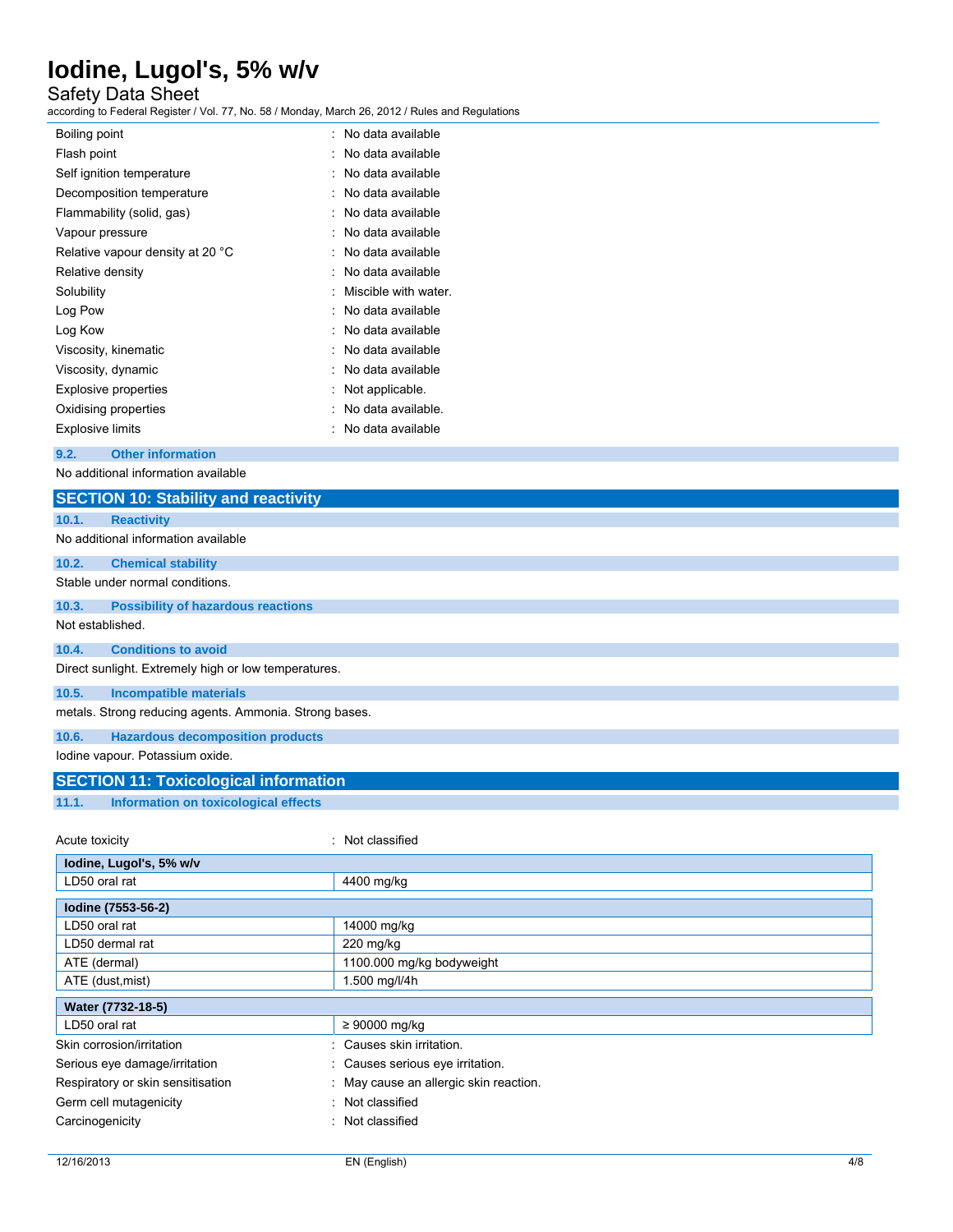| | |
|---|---|
| Boiling point | : No data available |
| Flash point | : No data available |
| Self ignition temperature | : No data available |
| Decomposition temperature | : No data available |
| Flammability (solid, gas) | : No data available |
| Vapour pressure | : No data available |
| Relative vapour density at 20 °C | : No data available |
| Relative density | : No data available |
| Solubility | : Miscible with water. |
| Log Pow | : No data available |
| Log Kow | : No data available |
| Viscosity, kinematic | : No data available |
| Viscosity, dynamic | : No data available |
| Explosive properties | : Not applicable. |
| Oxidising properties | : No data available. |
| Explosive limits | : No data available |

### 9.2. Other information

No additional information available

## SECTION 10: Stability and reactivity

### 10.1. Reactivity

No additional information available

### 10.2. Chemical stability

Stable under normal conditions.

### 10.3. Possibility of hazardous reactions

Not established.

### 10.4. Conditions to avoid

Direct sunlight. Extremely high or low temperatures.

### 10.5. Incompatible materials

metals. Strong reducing agents. Ammonia. Strong bases.

### 10.6. Hazardous decomposition products

Iodine vapour. Potassium oxide.

## SECTION 11: Toxicological information

### 11.1. Information on toxicological effects

Acute toxicity : Not classified

| **Iodine, Lugol's, 5% w/v** | |
|---|---|
| LD50 oral rat | 4400 mg/kg |

| **Iodine (7553-56-2)** | |
|---|---|
| LD50 oral rat | 14000 mg/kg |
| LD50 dermal rat | 220 mg/kg |
| ATE (dermal) | 1100.000 mg/kg bodyweight |
| ATE (dust,mist) | 1.500 mg/l/4h |

| **Water (7732-18-5)** | |
|---|---|
| LD50 oral rat | ≥ 90000 mg/kg |

| | |
|---|---|
| Skin corrosion/irritation | : Causes skin irritation. |
| Serious eye damage/irritation | : Causes serious eye irritation. |
| Respiratory or skin sensitisation | : May cause an allergic skin reaction. |
| Germ cell mutagenicity | : Not classified |
| Carcinogenicity | : Not classified |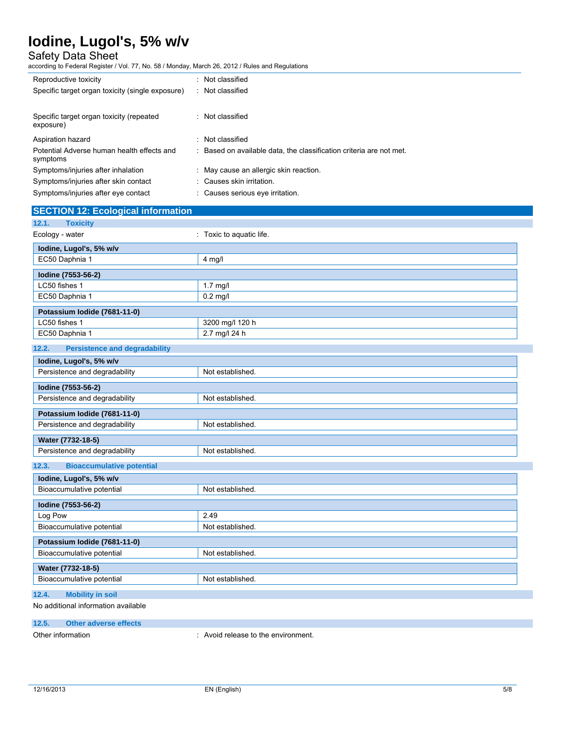| | |
|---|---|
| Reproductive toxicity | : Not classified |
| Specific target organ toxicity (single exposure) | : Not classified |
| Specific target organ toxicity (repeated exposure) | : Not classified |
| Aspiration hazard | : Not classified |
| Potential Adverse human health effects and symptoms | : Based on available data, the classification criteria are not met. |
| Symptoms/injuries after inhalation | : May cause an allergic skin reaction. |
| Symptoms/injuries after skin contact | : Causes skin irritation. |
| Symptoms/injuries after eye contact | : Causes serious eye irritation. |

## SECTION 12: Ecological information

### 12.1. Toxicity

Ecology - water : Toxic to aquatic life.

| Iodine, Lugol's, 5% w/v | |
|---|---|
| EC50 Daphnia 1 | 4 mg/l |

| Iodine (7553-56-2) | |
|---|---|
| LC50 fishes 1 | 1.7 mg/l |
| EC50 Daphnia 1 | 0.2 mg/l |

| Potassium Iodide (7681-11-0) | |
|---|---|
| LC50 fishes 1 | 3200 mg/l 120 h |
| EC50 Daphnia 1 | 2.7 mg/l 24 h |

### 12.2. Persistence and degradability

| Iodine, Lugol's, 5% w/v | |
|---|---|
| Persistence and degradability | Not established. |

| Iodine (7553-56-2) | |
|---|---|
| Persistence and degradability | Not established. |

| Potassium Iodide (7681-11-0) | |
|---|---|
| Persistence and degradability | Not established. |

| Water (7732-18-5) | |
|---|---|
| Persistence and degradability | Not established. |

### 12.3. Bioaccumulative potential

| Iodine, Lugol's, 5% w/v | |
|---|---|
| Bioaccumulative potential | Not established. |

| Iodine (7553-56-2) | |
|---|---|
| Log Pow | 2.49 |
| Bioaccumulative potential | Not established. |

| Potassium Iodide (7681-11-0) | |
|---|---|
| Bioaccumulative potential | Not established. |

| Water (7732-18-5) | |
|---|---|
| Bioaccumulative potential | Not established. |

### 12.4. Mobility in soil

No additional information available

### 12.5. Other adverse effects

Other information : Avoid release to the environment.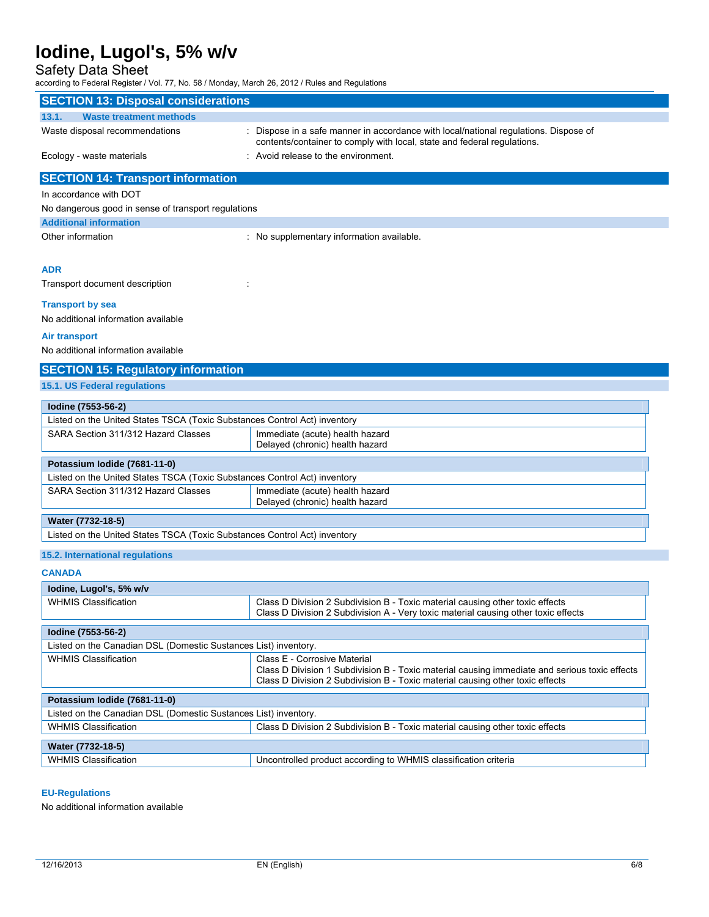## SECTION 13: Disposal considerations

### 13.1. Waste treatment methods

Waste disposal recommendations : Dispose in a safe manner in accordance with local/national regulations. Dispose of contents/container to comply with local, state and federal regulations.

Ecology - waste materials : Avoid release to the environment.

## SECTION 14: Transport information

In accordance with DOT

No dangerous good in sense of transport regulations

### Additional information

Other information : No supplementary information available.

#### ADR

Transport document description :

#### Transport by sea

No additional information available

#### Air transport

No additional information available

## SECTION 15: Regulatory information

### 15.1. US Federal regulations

| **Iodine (7553-56-2)** | |
|---|---|
| Listed on the United States TSCA (Toxic Substances Control Act) inventory | |
| SARA Section 311/312 Hazard Classes | Immediate (acute) health hazard<br>Delayed (chronic) health hazard |

| **Potassium Iodide (7681-11-0)** | |
|---|---|
| Listed on the United States TSCA (Toxic Substances Control Act) inventory | |
| SARA Section 311/312 Hazard Classes | Immediate (acute) health hazard<br>Delayed (chronic) health hazard |

| **Water (7732-18-5)** |
|---|
| Listed on the United States TSCA (Toxic Substances Control Act) inventory |

### 15.2. International regulations

#### CANADA

| **Iodine, Lugol's, 5% w/v** | |
|---|---|
| WHMIS Classification | Class D Division 2 Subdivision B - Toxic material causing other toxic effects<br>Class D Division 2 Subdivision A - Very toxic material causing other toxic effects |

| **Iodine (7553-56-2)** | |
|---|---|
| Listed on the Canadian DSL (Domestic Substances List) inventory. | |
| WHMIS Classification | Class E - Corrosive Material<br>Class D Division 1 Subdivision B - Toxic material causing immediate and serious toxic effects<br>Class D Division 2 Subdivision B - Toxic material causing other toxic effects |

| **Potassium Iodide (7681-11-0)** | |
|---|---|
| Listed on the Canadian DSL (Domestic Substances List) inventory. | |
| WHMIS Classification | Class D Division 2 Subdivision B - Toxic material causing other toxic effects |

| **Water (7732-18-5)** | |
|---|---|
| WHMIS Classification | Uncontrolled product according to WHMIS classification criteria |

#### EU-Regulations

No additional information available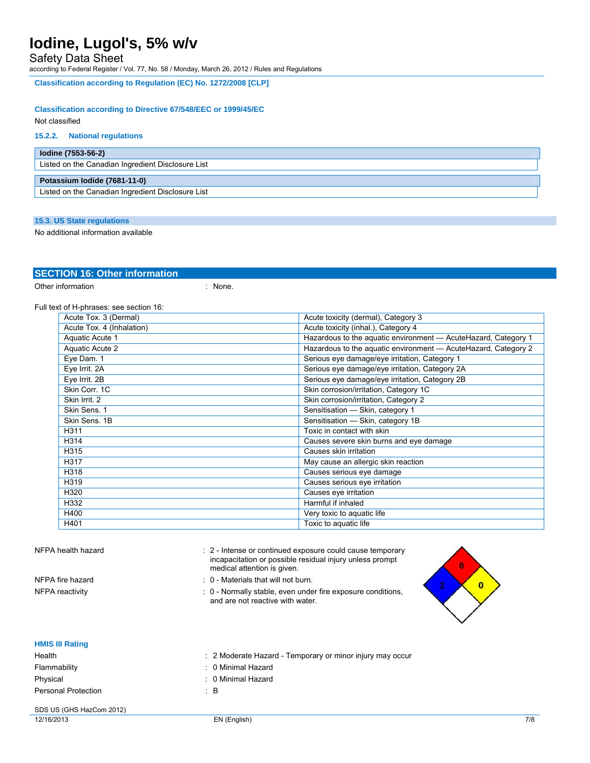Classification according to Regulation (EC) No. 1272/2008 [CLP]

Classification according to Directive 67/548/EEC or 1999/45/EC

Not classified

### 15.2.2. National regulations

| Iodine (7553-56-2) |
|---|
| Listed on the Canadian Ingredient Disclosure List |

| Potassium Iodide (7681-11-0) |
|---|
| Listed on the Canadian Ingredient Disclosure List |

### 15.3. US State regulations

No additional information available

## SECTION 16: Other information

Other information : None.

Full text of H-phrases: see section 16:

| | |
|---|---|
| Acute Tox. 3 (Dermal) | Acute toxicity (dermal), Category 3 |
| Acute Tox. 4 (Inhalation) | Acute toxicity (inhal.), Category 4 |
| Aquatic Acute 1 | Hazardous to the aquatic environment — AcuteHazard, Category 1 |
| Aquatic Acute 2 | Hazardous to the aquatic environment — AcuteHazard, Category 2 |
| Eye Dam. 1 | Serious eye damage/eye irritation, Category 1 |
| Eye Irrit. 2A | Serious eye damage/eye irritation, Category 2A |
| Eye Irrit. 2B | Serious eye damage/eye irritation, Category 2B |
| Skin Corr. 1C | Skin corrosion/irritation, Category 1C |
| Skin Irrit. 2 | Skin corrosion/irritation, Category 2 |
| Skin Sens. 1 | Sensitisation — Skin, category 1 |
| Skin Sens. 1B | Sensitisation — Skin, category 1B |
| H311 | Toxic in contact with skin |
| H314 | Causes severe skin burns and eye damage |
| H315 | Causes skin irritation |
| H317 | May cause an allergic skin reaction |
| H318 | Causes serious eye damage |
| H319 | Causes serious eye irritation |
| H320 | Causes eye irritation |
| H332 | Harmful if inhaled |
| H400 | Very toxic to aquatic life |
| H401 | Toxic to aquatic life |

NFPA health hazard : 2 - Intense or continued exposure could cause temporary incapacitation or possible residual injury unless prompt medical attention is given.

NFPA fire hazard : 0 - Materials that will not burn.

NFPA reactivity : 0 - Normally stable, even under fire exposure conditions, and are not reactive with water.

### HMIS III Rating

Health : 2 Moderate Hazard - Temporary or minor injury may occur

Flammability : 0 Minimal Hazard

Physical : 0 Minimal Hazard

Personal Protection : B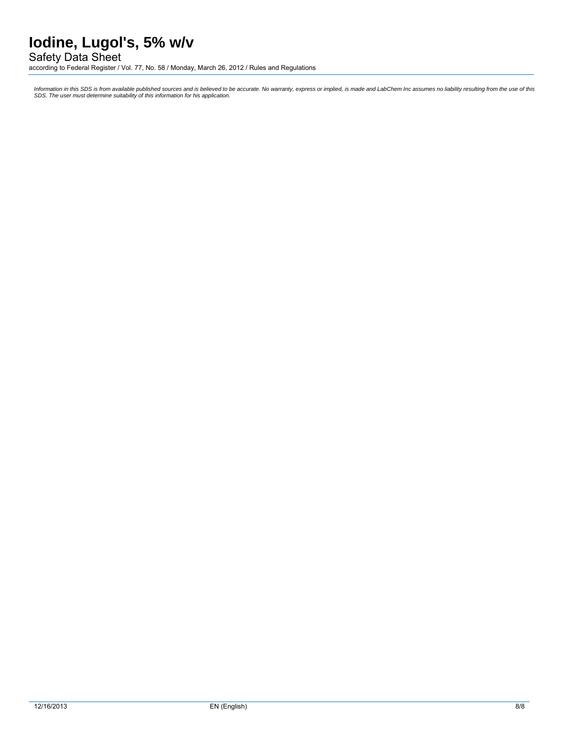*Information in this SDS is from available published sources and is believed to be accurate. No warranty, express or implied, is made and LabChem Inc assumes no liability resulting from the use of this SDS. The user must determine suitability of this information for his application.*